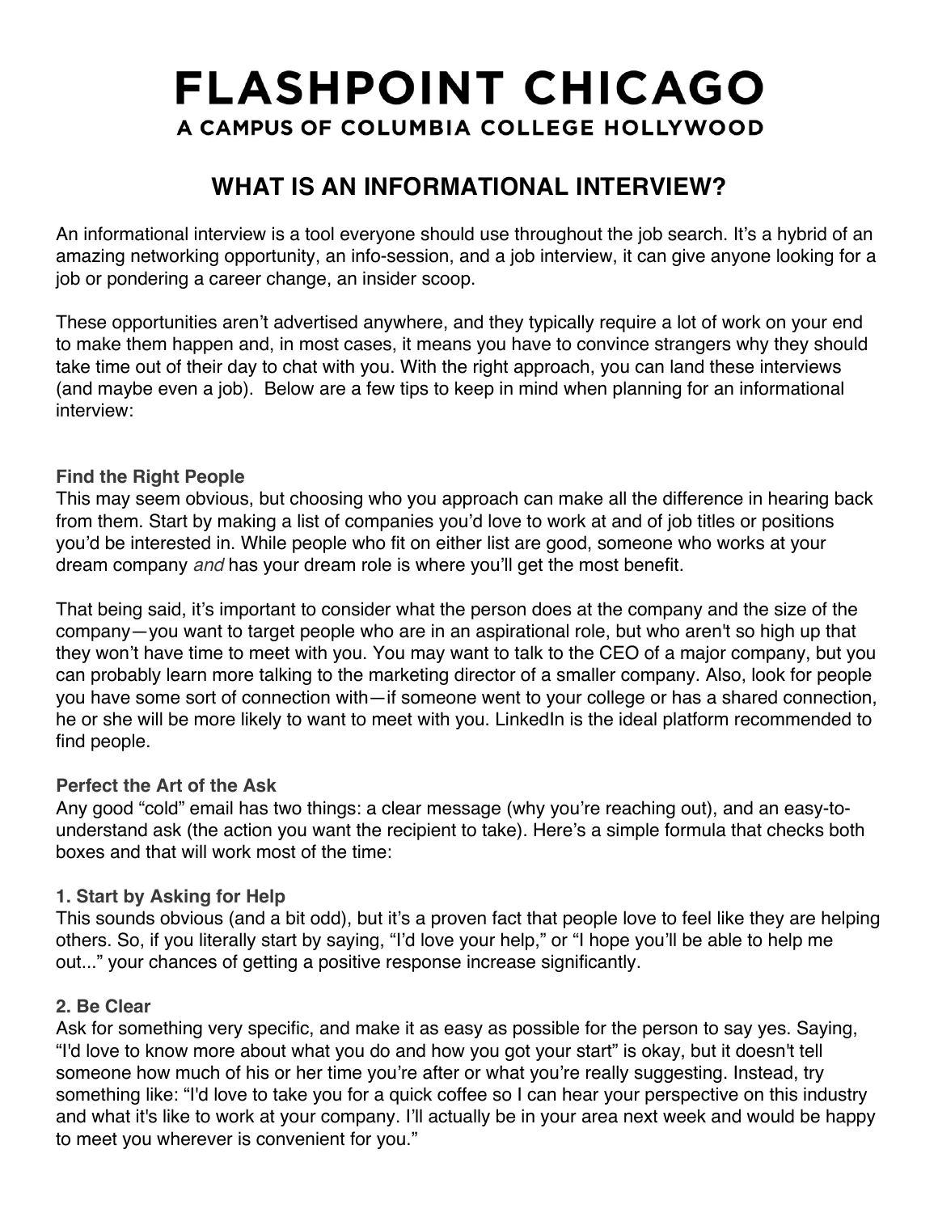# FLASHPOINT CHICAGO

A CAMPUS OF COLUMBIA COLLEGE HOLLYWOOD

## WHAT IS AN INFORMATIONAL INTERVIEW?

An informational interview is a tool everyone should use throughout the job search. It's a hybrid of an amazing networking opportunity, an info-session, and a job interview, it can give anyone looking for a job or pondering a career change, an insider scoop.

These opportunities aren't advertised anywhere, and they typically require a lot of work on your end to make them happen and, in most cases, it means you have to convince strangers why they should take time out of their day to chat with you. With the right approach, you can land these interviews (and maybe even a job). Below are a few tips to keep in mind when planning for an informational interview:

### Find the Right People

This may seem obvious, but choosing who you approach can make all the difference in hearing back from them. Start by making a list of companies you'd love to work at and of job titles or positions you'd be interested in. While people who fit on either list are good, someone who works at your dream company *and* has your dream role is where you'll get the most benefit.

That being said, it's important to consider what the person does at the company and the size of the company—you want to target people who are in an aspirational role, but who aren't so high up that they won't have time to meet with you. You may want to talk to the CEO of a major company, but you can probably learn more talking to the marketing director of a smaller company. Also, look for people you have some sort of connection with—if someone went to your college or has a shared connection, he or she will be more likely to want to meet with you. LinkedIn is the ideal platform recommended to find people.

### Perfect the Art of the Ask

Any good "cold" email has two things: a clear message (why you're reaching out), and an easy-to-understand ask (the action you want the recipient to take). Here's a simple formula that checks both boxes and that will work most of the time:

#### 1. Start by Asking for Help

This sounds obvious (and a bit odd), but it's a proven fact that people love to feel like they are helping others. So, if you literally start by saying, "I'd love your help," or "I hope you'll be able to help me out..." your chances of getting a positive response increase significantly.

#### 2. Be Clear

Ask for something very specific, and make it as easy as possible for the person to say yes. Saying, "I'd love to know more about what you do and how you got your start" is okay, but it doesn't tell someone how much of his or her time you're after or what you're really suggesting. Instead, try something like: "I'd love to take you for a quick coffee so I can hear your perspective on this industry and what it's like to work at your company. I'll actually be in your area next week and would be happy to meet you wherever is convenient for you."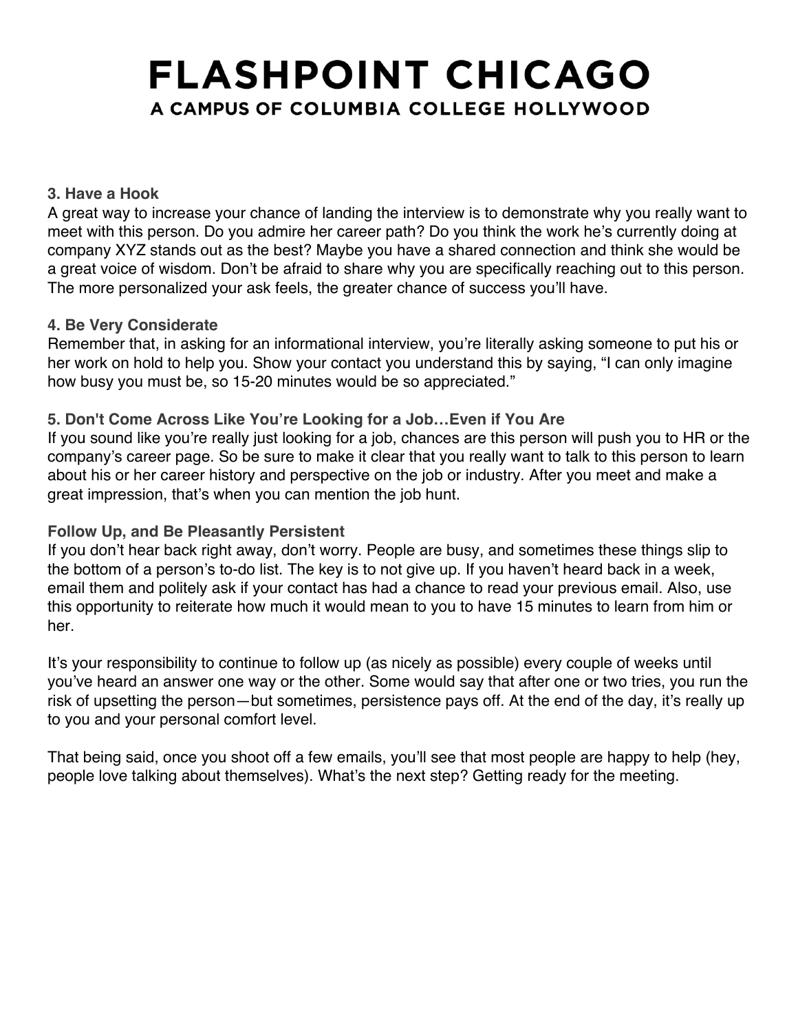### 3. Have a Hook

A great way to increase your chance of landing the interview is to demonstrate why you really want to meet with this person. Do you admire her career path? Do you think the work he's currently doing at company XYZ stands out as the best? Maybe you have a shared connection and think she would be a great voice of wisdom. Don't be afraid to share why you are specifically reaching out to this person. The more personalized your ask feels, the greater chance of success you'll have.

### 4. Be Very Considerate

Remember that, in asking for an informational interview, you're literally asking someone to put his or her work on hold to help you. Show your contact you understand this by saying, "I can only imagine how busy you must be, so 15-20 minutes would be so appreciated."

### 5. Don't Come Across Like You're Looking for a Job…Even if You Are

If you sound like you're really just looking for a job, chances are this person will push you to HR or the company's career page. So be sure to make it clear that you really want to talk to this person to learn about his or her career history and perspective on the job or industry. After you meet and make a great impression, that's when you can mention the job hunt.

### Follow Up, and Be Pleasantly Persistent

If you don't hear back right away, don't worry. People are busy, and sometimes these things slip to the bottom of a person's to-do list. The key is to not give up. If you haven't heard back in a week, email them and politely ask if your contact has had a chance to read your previous email. Also, use this opportunity to reiterate how much it would mean to you to have 15 minutes to learn from him or her.

It's your responsibility to continue to follow up (as nicely as possible) every couple of weeks until you've heard an answer one way or the other. Some would say that after one or two tries, you run the risk of upsetting the person—but sometimes, persistence pays off. At the end of the day, it's really up to you and your personal comfort level.

That being said, once you shoot off a few emails, you'll see that most people are happy to help (hey, people love talking about themselves). What's the next step? Getting ready for the meeting.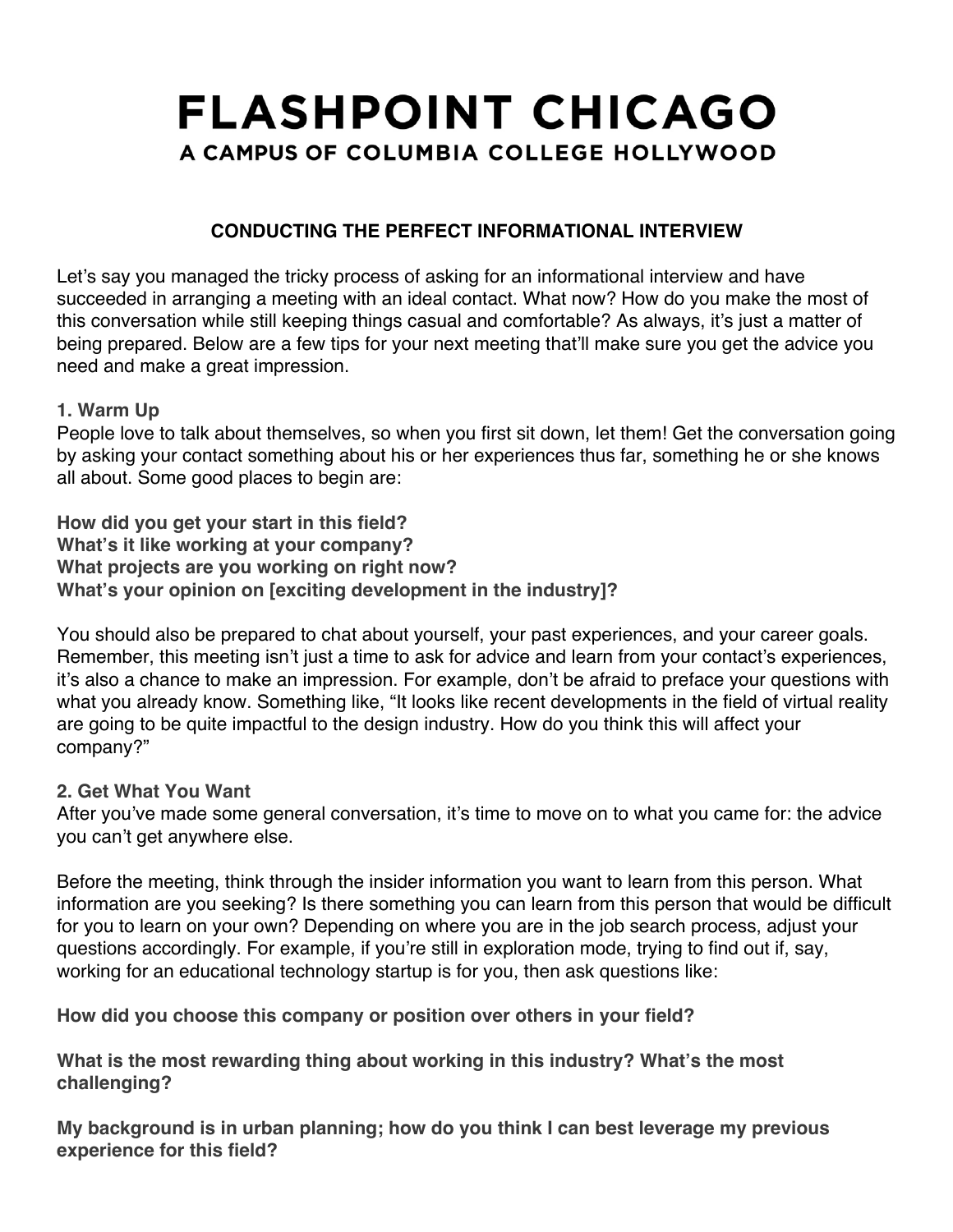# FLASHPOINT CHICAGO

## A CAMPUS OF COLUMBIA COLLEGE HOLLYWOOD

### CONDUCTING THE PERFECT INFORMATIONAL INTERVIEW

Let's say you managed the tricky process of asking for an informational interview and have succeeded in arranging a meeting with an ideal contact. What now? How do you make the most of this conversation while still keeping things casual and comfortable? As always, it's just a matter of being prepared. Below are a few tips for your next meeting that'll make sure you get the advice you need and make a great impression.

**1. Warm Up**

People love to talk about themselves, so when you first sit down, let them! Get the conversation going by asking your contact something about his or her experiences thus far, something he or she knows all about. Some good places to begin are:

**How did you get your start in this field?**
**What's it like working at your company?**
**What projects are you working on right now?**
**What's your opinion on [exciting development in the industry]?**

You should also be prepared to chat about yourself, your past experiences, and your career goals. Remember, this meeting isn't just a time to ask for advice and learn from your contact's experiences, it's also a chance to make an impression. For example, don't be afraid to preface your questions with what you already know. Something like, "It looks like recent developments in the field of virtual reality are going to be quite impactful to the design industry. How do you think this will affect your company?"

**2. Get What You Want**

After you've made some general conversation, it's time to move on to what you came for: the advice you can't get anywhere else.

Before the meeting, think through the insider information you want to learn from this person. What information are you seeking? Is there something you can learn from this person that would be difficult for you to learn on your own? Depending on where you are in the job search process, adjust your questions accordingly. For example, if you're still in exploration mode, trying to find out if, say, working for an educational technology startup is for you, then ask questions like:

**How did you choose this company or position over others in your field?**

**What is the most rewarding thing about working in this industry? What's the most challenging?**

**My background is in urban planning; how do you think I can best leverage my previous experience for this field?**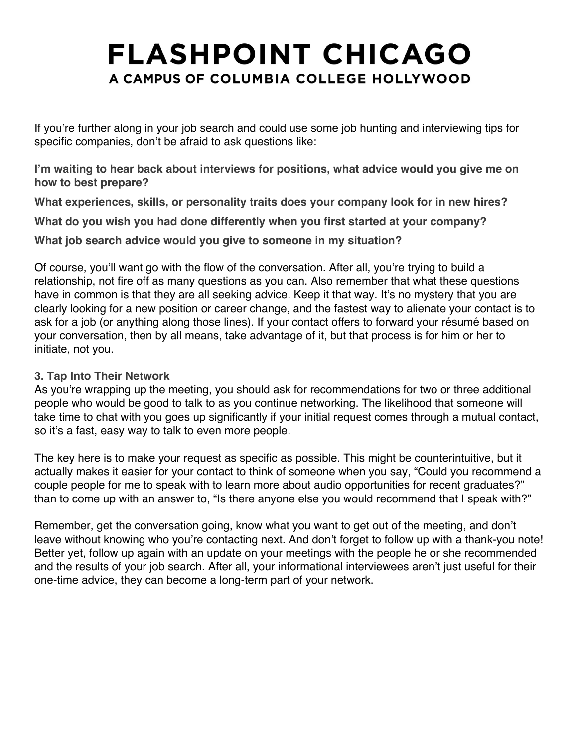# FLASHPOINT CHICAGO
## A CAMPUS OF COLUMBIA COLLEGE HOLLYWOOD

If you're further along in your job search and could use some job hunting and interviewing tips for specific companies, don't be afraid to ask questions like:

**I'm waiting to hear back about interviews for positions, what advice would you give me on how to best prepare?**

**What experiences, skills, or personality traits does your company look for in new hires?**

**What do you wish you had done differently when you first started at your company?**

**What job search advice would you give to someone in my situation?**

Of course, you'll want go with the flow of the conversation. After all, you're trying to build a relationship, not fire off as many questions as you can. Also remember that what these questions have in common is that they are all seeking advice. Keep it that way. It's no mystery that you are clearly looking for a new position or career change, and the fastest way to alienate your contact is to ask for a job (or anything along those lines). If your contact offers to forward your résumé based on your conversation, then by all means, take advantage of it, but that process is for him or her to initiate, not you.

**3. Tap Into Their Network**

As you're wrapping up the meeting, you should ask for recommendations for two or three additional people who would be good to talk to as you continue networking. The likelihood that someone will take time to chat with you goes up significantly if your initial request comes through a mutual contact, so it's a fast, easy way to talk to even more people.

The key here is to make your request as specific as possible. This might be counterintuitive, but it actually makes it easier for your contact to think of someone when you say, "Could you recommend a couple people for me to speak with to learn more about audio opportunities for recent graduates?" than to come up with an answer to, "Is there anyone else you would recommend that I speak with?"

Remember, get the conversation going, know what you want to get out of the meeting, and don't leave without knowing who you're contacting next. And don't forget to follow up with a thank-you note! Better yet, follow up again with an update on your meetings with the people he or she recommended and the results of your job search. After all, your informational interviewees aren't just useful for their one-time advice, they can become a long-term part of your network.